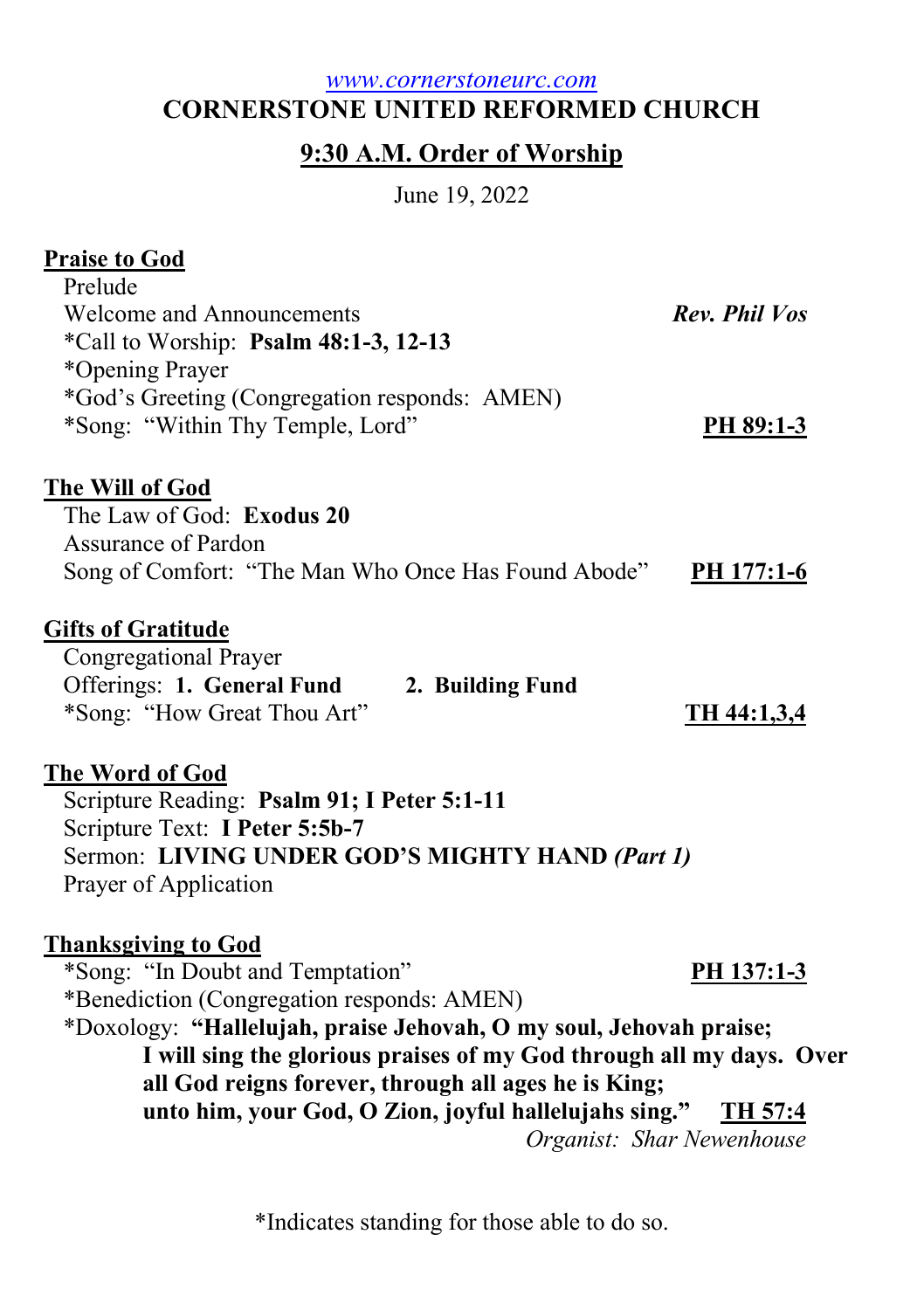[www.cornerstoneurc.com](http://www.cornerstoneurc.com)

# CORNERSTONE UNITED REFORMED CHURCH

## 9:30 A.M. Order of Worship

June 19, 2022

### Praise to God

Prelude
Welcome and Announcements — *Rev. Phil Vos*
*Call to Worship: **Psalm 48:1-3, 12-13**
*Opening Prayer
*God's Greeting (Congregation responds: AMEN)
*Song: "Within Thy Temple, Lord" — **PH 89:1-3**

### The Will of God

The Law of God: **Exodus 20**
Assurance of Pardon
Song of Comfort: "The Man Who Once Has Found Abode" — **PH 177:1-6**

### Gifts of Gratitude

Congregational Prayer
Offerings: **1. General Fund** **2. Building Fund**
*Song: "How Great Thou Art" — **TH 44:1,3,4**

### The Word of God

Scripture Reading: **Psalm 91; I Peter 5:1-11**
Scripture Text: **I Peter 5:5b-7**
Sermon: **LIVING UNDER GOD'S MIGHTY HAND *(Part 1)***
Prayer of Application

### Thanksgiving to God

*Song: "In Doubt and Temptation" — **PH 137:1-3**
*Benediction (Congregation responds: AMEN)
*Doxology: **"Hallelujah, praise Jehovah, O my soul, Jehovah praise;
I will sing the glorious praises of my God through all my days. Over all God reigns forever, through all ages he is King;
unto him, your God, O Zion, joyful hallelujahs sing."** — **TH 57:4**

*Organist: Shar Newenhouse*

*Indicates standing for those able to do so.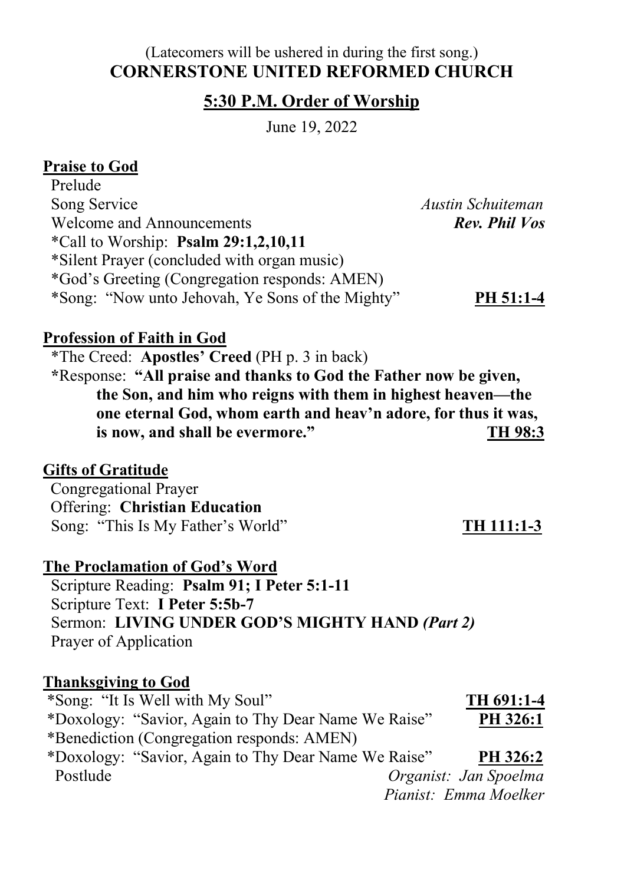(Latecomers will be ushered in during the first song.)

# CORNERSTONE UNITED REFORMED CHURCH

## 5:30 P.M. Order of Worship

June 19, 2022

### Praise to God

Prelude

Song Service — *Austin Schuiteman*

Welcome and Announcements — ***Rev. Phil Vos***

*Call to Worship: **Psalm 29:1,2,10,11**

*Silent Prayer (concluded with organ music)

*God's Greeting (Congregation responds: AMEN)

*Song: "Now unto Jehovah, Ye Sons of the Mighty" — **PH 51:1-4**

### Profession of Faith in God

*The Creed: **Apostles' Creed** (PH p. 3 in back)

*Response: **"All praise and thanks to God the Father now be given, the Son, and him who reigns with them in highest heaven—the one eternal God, whom earth and heav'n adore, for thus it was, is now, and shall be evermore."** — **TH 98:3**

### Gifts of Gratitude

Congregational Prayer

Offering: **Christian Education**

Song: "This Is My Father's World" — **TH 111:1-3**

### The Proclamation of God's Word

Scripture Reading: **Psalm 91; I Peter 5:1-11**

Scripture Text: **I Peter 5:5b-7**

Sermon: **LIVING UNDER GOD'S MIGHTY HAND *(Part 2)***

Prayer of Application

### Thanksgiving to God

*Song: "It Is Well with My Soul" — **TH 691:1-4**

*Doxology: "Savior, Again to Thy Dear Name We Raise" — **PH 326:1**

*Benediction (Congregation responds: AMEN)

*Doxology: "Savior, Again to Thy Dear Name We Raise" — **PH 326:2**

Postlude — *Organist: Jan Spoelma*

*Pianist: Emma Moelker*